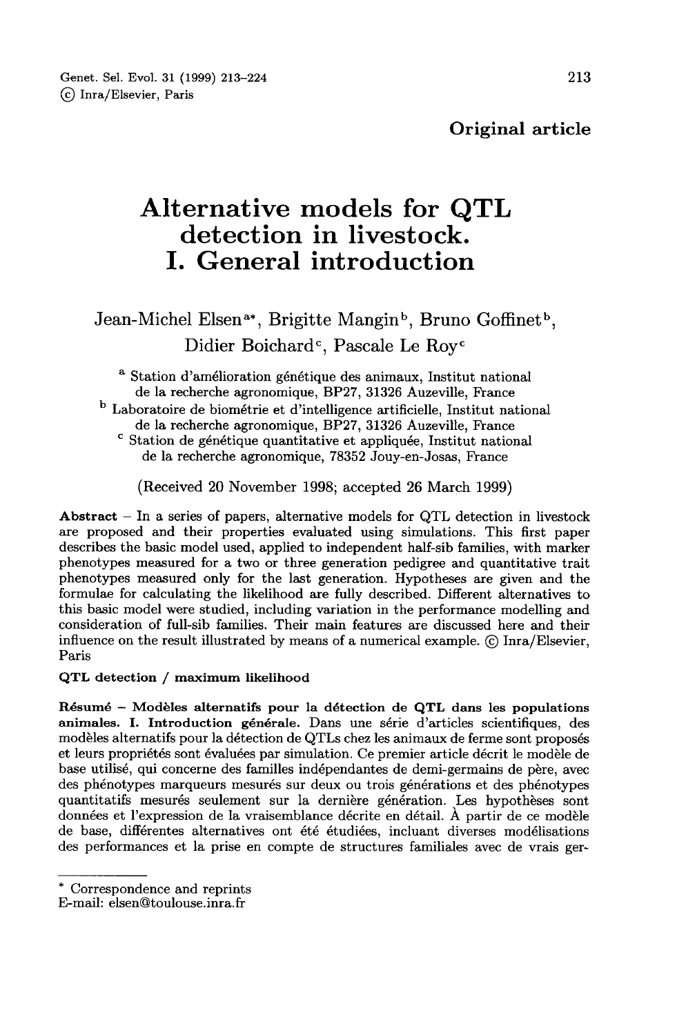**Original article**

# Alternative models for QTL detection in livestock. I. General introduction

Jean-Michel Elsen[a*], Brigitte Mangin[b], Bruno Goffinet[b], Didier Boichard[c], Pascale Le Roy[c]

[a] Station d'amélioration génétique des animaux, Institut national de la recherche agronomique, BP27, 31326 Auzeville, France

[b] Laboratoire de biométrie et d'intelligence artificielle, Institut national de la recherche agronomique, BP27, 31326 Auzeville, France

[c] Station de génétique quantitative et appliquée, Institut national de la recherche agronomique, 78352 Jouy-en-Josas, France

(Received 20 November 1998; accepted 26 March 1999)

**Abstract** – In a series of papers, alternative models for QTL detection in livestock are proposed and their properties evaluated using simulations. This first paper describes the basic model used, applied to independent half-sib families, with marker phenotypes measured for a two or three generation pedigree and quantitative trait phenotypes measured only for the last generation. Hypotheses are given and the formulae for calculating the likelihood are fully described. Different alternatives to this basic model were studied, including variation in the performance modelling and consideration of full-sib families. Their main features are discussed here and their influence on the result illustrated by means of a numerical example. © Inra/Elsevier, Paris

**QTL detection / maximum likelihood**

**Résumé – Modèles alternatifs pour la détection de QTL dans les populations animales. I. Introduction générale.** Dans une série d'articles scientifiques, des modèles alternatifs pour la détection de QTLs chez les animaux de ferme sont proposés et leurs propriétés sont évaluées par simulation. Ce premier article décrit le modèle de base utilisé, qui concerne des familles indépendantes de demi-germains de père, avec des phénotypes marqueurs mesurés sur deux ou trois générations et des phénotypes quantitatifs mesurés seulement sur la dernière génération. Les hypothèses sont données et l'expression de la vraisemblance décrite en détail. À partir de ce modèle de base, différentes alternatives ont été étudiées, incluant diverses modélisations des performances et la prise en compte de structures familiales avec de vrais ger-

\* Correspondence and reprints
E-mail: elsen@toulouse.inra.fr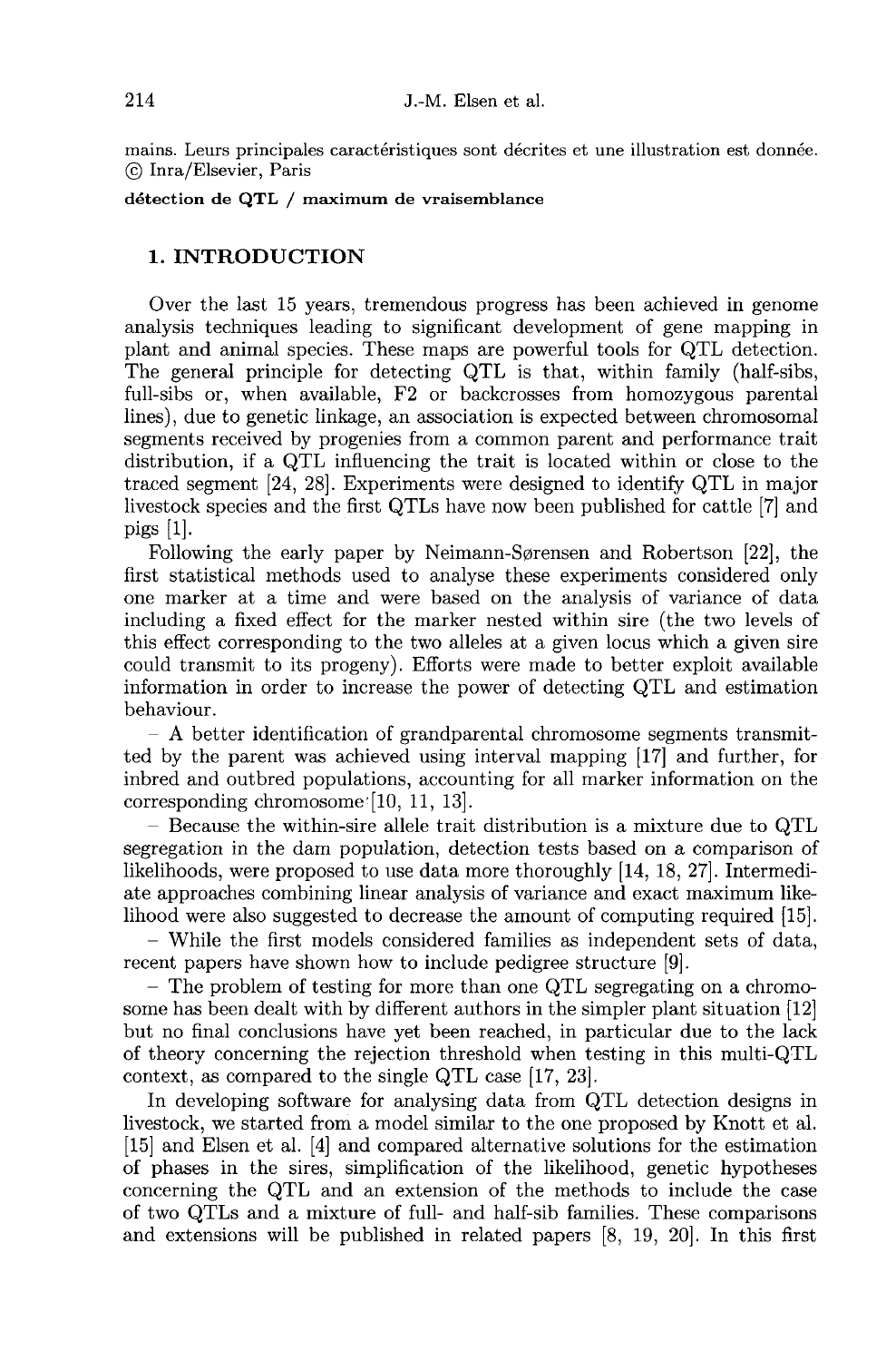mains. Leurs principales caractéristiques sont décrites et une illustration est donnée. © Inra/Elsevier, Paris

**détection de QTL / maximum de vraisemblance**

## 1. INTRODUCTION

Over the last 15 years, tremendous progress has been achieved in genome analysis techniques leading to significant development of gene mapping in plant and animal species. These maps are powerful tools for QTL detection. The general principle for detecting QTL is that, within family (half-sibs, full-sibs or, when available, F2 or backcrosses from homozygous parental lines), due to genetic linkage, an association is expected between chromosomal segments received by progenies from a common parent and performance trait distribution, if a QTL influencing the trait is located within or close to the traced segment [24, 28]. Experiments were designed to identify QTL in major livestock species and the first QTLs have now been published for cattle [7] and pigs [1].

Following the early paper by Neimann-Sørensen and Robertson [22], the first statistical methods used to analyse these experiments considered only one marker at a time and were based on the analysis of variance of data including a fixed effect for the marker nested within sire (the two levels of this effect corresponding to the two alleles at a given locus which a given sire could transmit to its progeny). Efforts were made to better exploit available information in order to increase the power of detecting QTL and estimation behaviour.

- A better identification of grandparental chromosome segments transmitted by the parent was achieved using interval mapping [17] and further, for inbred and outbred populations, accounting for all marker information on the corresponding chromosome [10, 11, 13].
- Because the within-sire allele trait distribution is a mixture due to QTL segregation in the dam population, detection tests based on a comparison of likelihoods, were proposed to use data more thoroughly [14, 18, 27]. Intermediate approaches combining linear analysis of variance and exact maximum likelihood were also suggested to decrease the amount of computing required [15].
- While the first models considered families as independent sets of data, recent papers have shown how to include pedigree structure [9].
- The problem of testing for more than one QTL segregating on a chromosome has been dealt with by different authors in the simpler plant situation [12] but no final conclusions have yet been reached, in particular due to the lack of theory concerning the rejection threshold when testing in this multi-QTL context, as compared to the single QTL case [17, 23].

In developing software for analysing data from QTL detection designs in livestock, we started from a model similar to the one proposed by Knott et al. [15] and Elsen et al. [4] and compared alternative solutions for the estimation of phases in the sires, simplification of the likelihood, genetic hypotheses concerning the QTL and an extension of the methods to include the case of two QTLs and a mixture of full- and half-sib families. These comparisons and extensions will be published in related papers [8, 19, 20]. In this first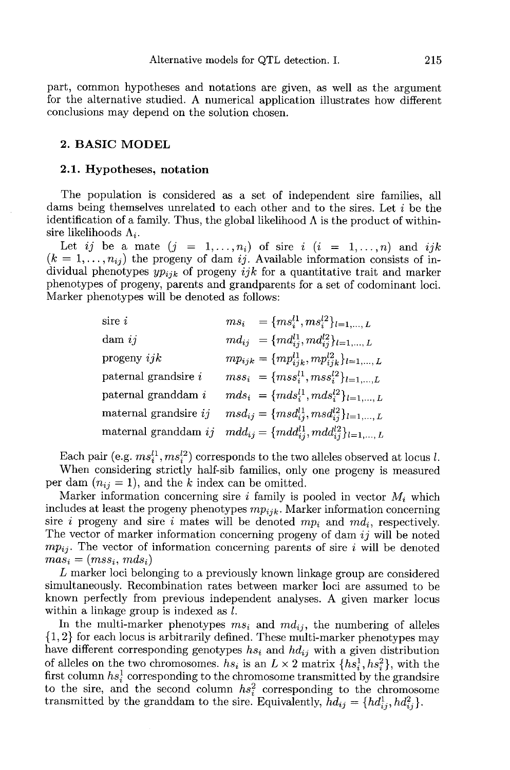part, common hypotheses and notations are given, as well as the argument for the alternative studied. A numerical application illustrates how different conclusions may depend on the solution chosen.

## 2. BASIC MODEL

### 2.1. Hypotheses, notation

The population is considered as a set of independent sire families, all dams being themselves unrelated to each other and to the sires. Let $i$ be the identification of a family. Thus, the global likelihood $\Lambda$ is the product of within-sire likelihoods $\Lambda_i$.

Let $ij$ be a mate ($j = 1, \ldots, n_i$) of sire $i$ ($i = 1, \ldots, n$) and $ijk$ ($k = 1, \ldots, n_{ij}$) the progeny of dam $ij$. Available information consists of individual phenotypes $yp_{ijk}$ of progeny $ijk$ for a quantitative trait and marker phenotypes of progeny, parents and grandparents for a set of codominant loci. Marker phenotypes will be denoted as follows:

| | |
|---|---|
| sire $i$ | $ms_i = \{ms_i^{l1}, ms_i^{l2}\}_{l=1,\ldots,L}$ |
| dam $ij$ | $md_{ij} = \{md_{ij}^{l1}, md_{ij}^{l2}\}_{l=1,\ldots,L}$ |
| progeny $ijk$ | $mp_{ijk} = \{mp_{ijk}^{l1}, mp_{ijk}^{l2}\}_{l=1,\ldots,L}$ |
| paternal grandsire $i$ | $mss_i = \{mss_i^{l1}, mss_i^{l2}\}_{l=1,\ldots,L}$ |
| paternal granddam $i$ | $mds_i = \{mds_i^{l1}, mds_i^{l2}\}_{l=1,\ldots,L}$ |
| maternal grandsire $ij$ | $msd_{ij} = \{msd_{ij}^{l1}, msd_{ij}^{l2}\}_{l=1,\ldots,L}$ |
| maternal granddam $ij$ | $mdd_{ij} = \{mdd_{ij}^{l1}, mdd_{ij}^{l2}\}_{l=1,\ldots,L}$ |

Each pair (e.g. $ms_i^{l1}, ms_i^{l2}$) corresponds to the two alleles observed at locus $l$.

When considering strictly half-sib families, only one progeny is measured per dam ($n_{ij} = 1$), and the $k$ index can be omitted.

Marker information concerning sire $i$ family is pooled in vector $M_i$ which includes at least the progeny phenotypes $mp_{ijk}$. Marker information concerning sire $i$ progeny and sire $i$ mates will be denoted $mp_i$ and $md_i$, respectively. The vector of marker information concerning progeny of dam $ij$ will be noted $mp_{ij}$. The vector of information concerning parents of sire $i$ will be denoted $mas_i = (mss_i, mds_i)$

$L$ marker loci belonging to a previously known linkage group are considered simultaneously. Recombination rates between marker loci are assumed to be known perfectly from previous independent analyses. A given marker locus within a linkage group is indexed as $l$.

In the multi-marker phenotypes $ms_i$ and $md_{ij}$, the numbering of alleles $\{1, 2\}$ for each locus is arbitrarily defined. These multi-marker phenotypes may have different corresponding genotypes $hs_i$ and $hd_{ij}$ with a given distribution of alleles on the two chromosomes. $hs_i$ is an $L \times 2$ matrix $\{hs_i^1, hs_i^2\}$, with the first column $hs_i^1$ corresponding to the chromosome transmitted by the grandsire to the sire, and the second column $hs_i^2$ corresponding to the chromosome transmitted by the granddam to the sire. Equivalently, $hd_{ij} = \{hd_{ij}^1, hd_{ij}^2\}$.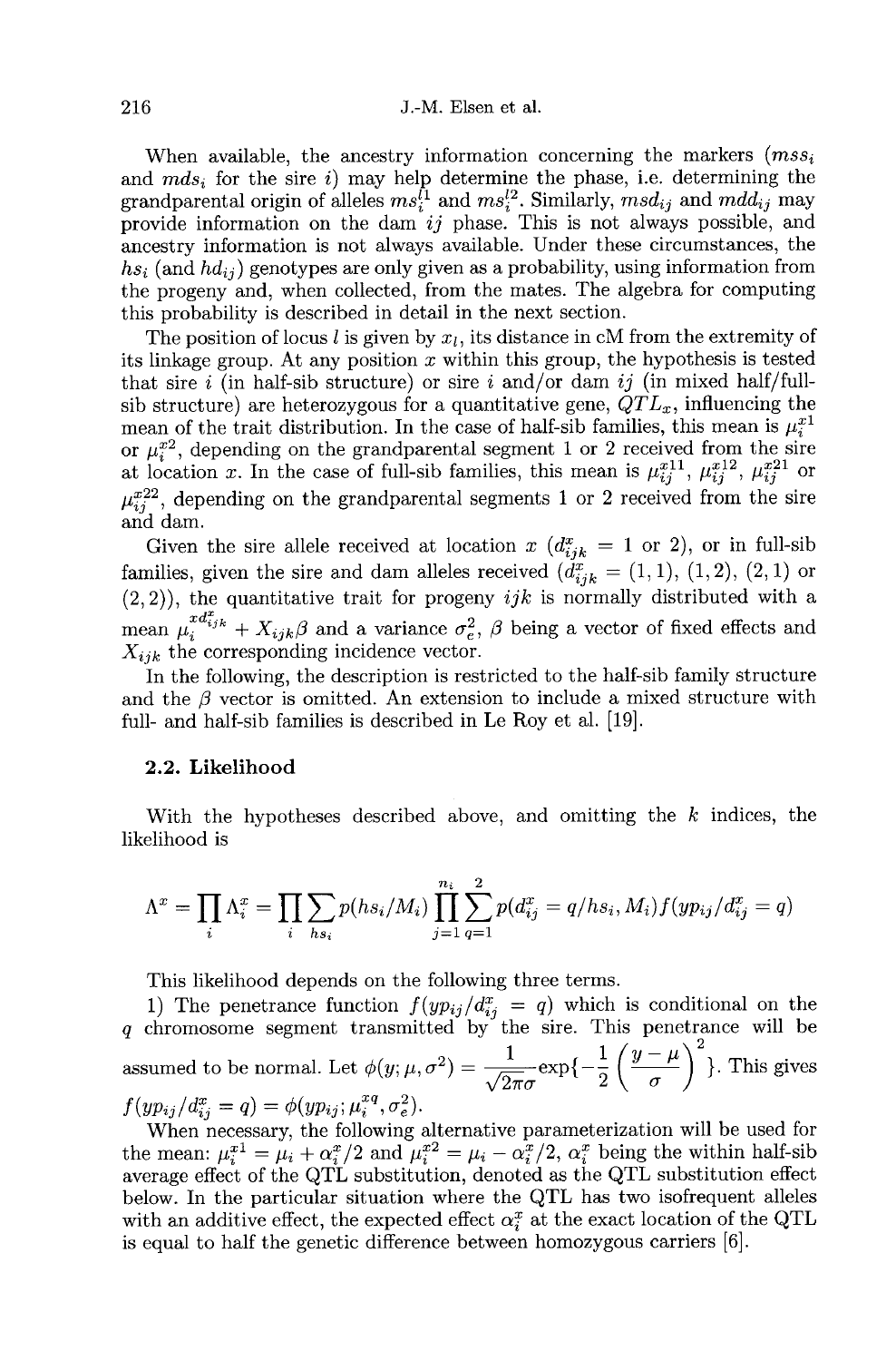When available, the ancestry information concerning the markers ($mss_i$ and $mds_i$ for the sire $i$) may help determine the phase, i.e. determining the grandparental origin of alleles $ms_i^{l1}$ and $ms_i^{l2}$. Similarly, $msd_{ij}$ and $mdd_{ij}$ may provide information on the dam $ij$ phase. This is not always possible, and ancestry information is not always available. Under these circumstances, the $hs_i$ (and $hd_{ij}$) genotypes are only given as a probability, using information from the progeny and, when collected, from the mates. The algebra for computing this probability is described in detail in the next section.

The position of locus $l$ is given by $x_l$, its distance in cM from the extremity of its linkage group. At any position $x$ within this group, the hypothesis is tested that sire $i$ (in half-sib structure) or sire $i$ and/or dam $ij$ (in mixed half/full-sib structure) are heterozygous for a quantitative gene, $QTL_x$, influencing the mean of the trait distribution. In the case of half-sib families, this mean is $\mu_i^{x1}$ or $\mu_i^{x2}$, depending on the grandparental segment 1 or 2 received from the sire at location $x$. In the case of full-sib families, this mean is $\mu_{ij}^{x11}$, $\mu_{ij}^{x12}$, $\mu_{ij}^{x21}$ or $\mu_{ij}^{x22}$, depending on the grandparental segments 1 or 2 received from the sire and dam.

Given the sire allele received at location $x$ ($d_{ijk}^x = 1$ or $2$), or in full-sib families, given the sire and dam alleles received ($d_{ijk}^x = (1,1), (1,2), (2,1)$ or $(2,2)$), the quantitative trait for progeny $ijk$ is normally distributed with a mean $\mu_i^{xd_{ijk}^x} + X_{ijk}\beta$ and a variance $\sigma_e^2$, $\beta$ being a vector of fixed effects and $X_{ijk}$ the corresponding incidence vector.

In the following, the description is restricted to the half-sib family structure and the $\beta$ vector is omitted. An extension to include a mixed structure with full- and half-sib families is described in Le Roy et al. [19].

### 2.2. Likelihood

With the hypotheses described above, and omitting the $k$ indices, the likelihood is

$$\Lambda^x = \prod_i \Lambda_i^x = \prod_i \sum_{hs_i} p(hs_i/M_i) \prod_{j=1}^{n_i} \sum_{q=1}^{2} p(d_{ij}^x = q/hs_i, M_i) f(yp_{ij}/d_{ij}^x = q)$$

This likelihood depends on the following three terms.

1) The penetrance function $f(yp_{ij}/d_{ij}^x = q)$ which is conditional on the $q$ chromosome segment transmitted by the sire. This penetrance will be assumed to be normal. Let $\phi(y;\mu,\sigma^2) = \frac{1}{\sqrt{2\pi}\sigma}\exp\{-\frac{1}{2}\left(\frac{y-\mu}{\sigma}\right)^2\}$. This gives $f(yp_{ij}/d_{ij}^x = q) = \phi(yp_{ij}; \mu_i^{xq}, \sigma_e^2)$.

When necessary, the following alternative parameterization will be used for the mean: $\mu_i^{x1} = \mu_i + \alpha_i^x/2$ and $\mu_i^{x2} = \mu_i - \alpha_i^x/2$, $\alpha_i^x$ being the within half-sib average effect of the QTL substitution, denoted as the QTL substitution effect below. In the particular situation where the QTL has two isofrequent alleles with an additive effect, the expected effect $\alpha_i^x$ at the exact location of the QTL is equal to half the genetic difference between homozygous carriers [6].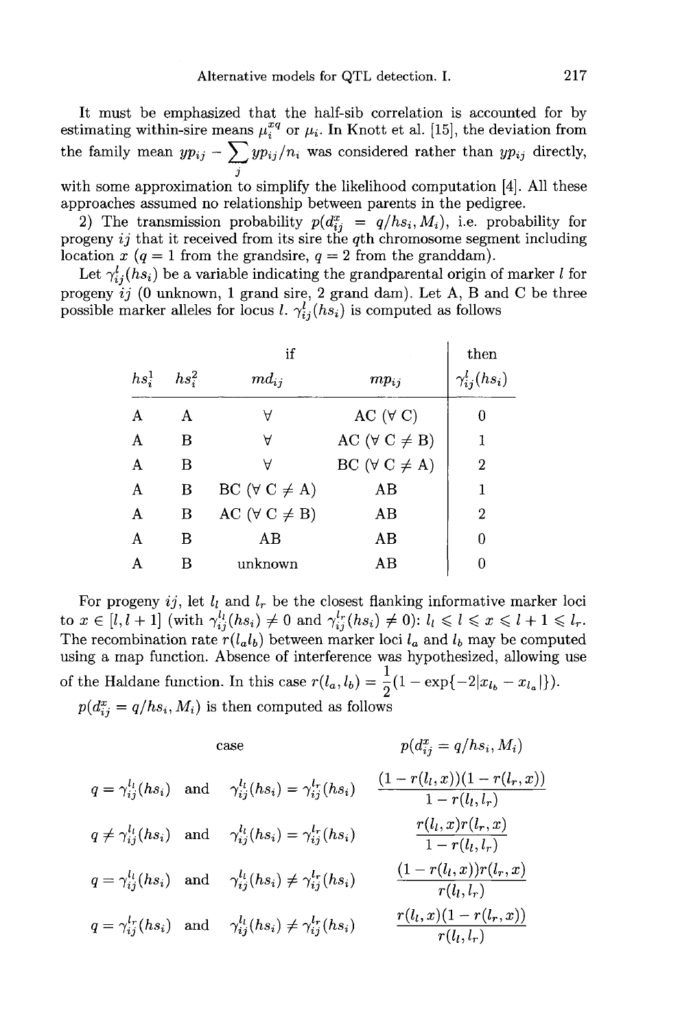It must be emphasized that the half-sib correlation is accounted for by estimating within-sire means $\mu_i^{xq}$ or $\mu_i$. In Knott et al. [15], the deviation from the family mean $yp_{ij} - \sum_j yp_{ij}/n_i$ was considered rather than $yp_{ij}$ directly, with some approximation to simplify the likelihood computation [4]. All these approaches assumed no relationship between parents in the pedigree.

2) The transmission probability $p(d_{ij}^x = q/hs_i, M_i)$, i.e. probability for progeny $ij$ that it received from its sire the $q$th chromosome segment including location $x$ ($q = 1$ from the grandsire, $q = 2$ from the granddam).

Let $\gamma_{ij}^l(hs_i)$ be a variable indicating the grandparental origin of marker $l$ for progeny $ij$ (0 unknown, 1 grand sire, 2 grand dam). Let A, B and C be three possible marker alleles for locus $l$. $\gamma_{ij}^l(hs_i)$ is computed as follows

| if | | | | then |
|---|---|---|---|---|
| $hs_i^1$ | $hs_i^2$ | $md_{ij}$ | $mp_{ij}$ | $\gamma_{ij}^l(hs_i)$ |
| A | A | $\forall$ | AC ($\forall$ C) | 0 |
| A | B | $\forall$ | AC ($\forall$ C $\neq$ B) | 1 |
| A | B | $\forall$ | BC ($\forall$ C $\neq$ A) | 2 |
| A | B | BC ($\forall$ C $\neq$ A) | AB | 1 |
| A | B | AC ($\forall$ C $\neq$ B) | AB | 2 |
| A | B | AB | AB | 0 |
| A | B | unknown | AB | 0 |

For progeny $ij$, let $l_l$ and $l_r$ be the closest flanking informative marker loci to $x \in [l, l+1]$ (with $\gamma_{ij}^{l_l}(hs_i) \neq 0$ and $\gamma_{ij}^{l_r}(hs_i) \neq 0$): $l_l \leqslant l \leqslant x \leqslant l+1 \leqslant l_r$. The recombination rate $r(l_a l_b)$ between marker loci $l_a$ and $l_b$ may be computed using a map function. Absence of interference was hypothesized, allowing use of the Haldane function. In this case $r(l_a, l_b) = \frac{1}{2}(1 - \exp\{-2|x_{l_b} - x_{l_a}|\})$.

$p(d_{ij}^x = q/hs_i, M_i)$ is then computed as follows

| case | $p(d_{ij}^x = q/hs_i, M_i)$ |
|---|---|
| $q = \gamma_{ij}^{l_l}(hs_i)$ and $\gamma_{ij}^{l_l}(hs_i) = \gamma_{ij}^{l_r}(hs_i)$ | $\dfrac{(1 - r(l_l, x))(1 - r(l_r, x))}{1 - r(l_l, l_r)}$ |
| $q \neq \gamma_{ij}^{l_l}(hs_i)$ and $\gamma_{ij}^{l_l}(hs_i) = \gamma_{ij}^{l_r}(hs_i)$ | $\dfrac{r(l_l, x) r(l_r, x)}{1 - r(l_l, l_r)}$ |
| $q = \gamma_{ij}^{l_l}(hs_i)$ and $\gamma_{ij}^{l_l}(hs_i) \neq \gamma_{ij}^{l_r}(hs_i)$ | $\dfrac{(1 - r(l_l, x)) r(l_r, x)}{r(l_l, l_r)}$ |
| $q = \gamma_{ij}^{l_r}(hs_i)$ and $\gamma_{ij}^{l_l}(hs_i) \neq \gamma_{ij}^{l_r}(hs_i)$ | $\dfrac{r(l_l, x)(1 - r(l_r, x))}{r(l_l, l_r)}$ |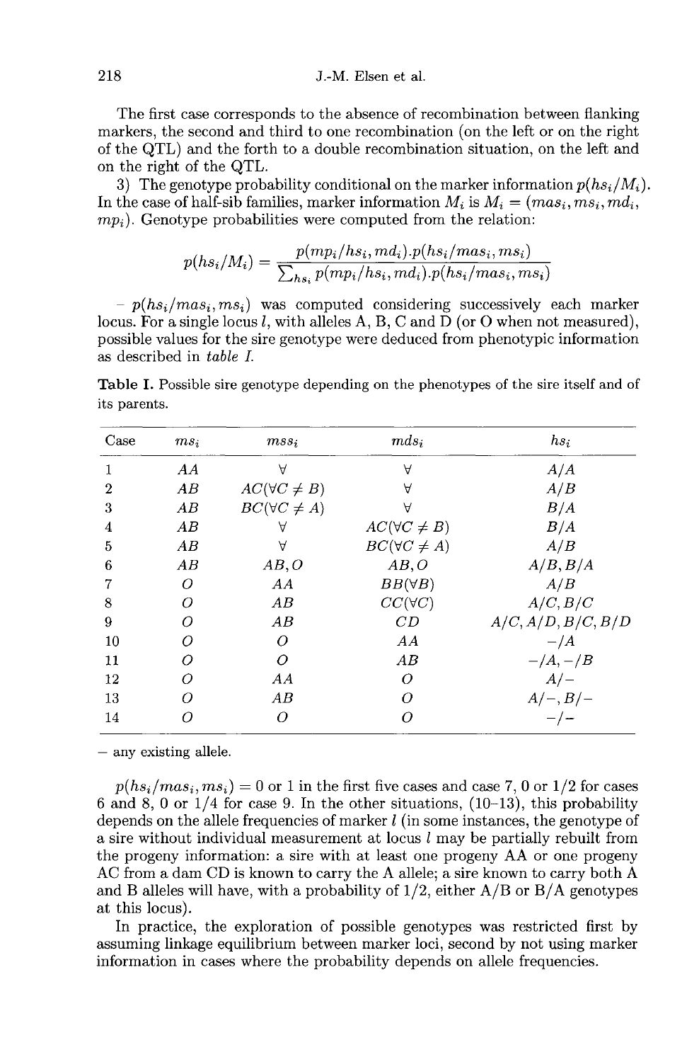The first case corresponds to the absence of recombination between flanking markers, the second and third to one recombination (on the left or on the right of the QTL) and the forth to a double recombination situation, on the left and on the right of the QTL.

3) The genotype probability conditional on the marker information $p(hs_i/M_i)$. In the case of half-sib families, marker information $M_i$ is $M_i = (mas_i, ms_i, md_i, mp_i)$. Genotype probabilities were computed from the relation:

$$p(hs_i/M_i) = \frac{p(mp_i/hs_i, md_i).p(hs_i/mas_i, ms_i)}{\sum_{hs_i} p(mp_i/hs_i, md_i).p(hs_i/mas_i, ms_i)}$$

– $p(hs_i/mas_i, ms_i)$ was computed considering successively each marker locus. For a single locus $l$, with alleles A, B, C and D (or O when not measured), possible values for the sire genotype were deduced from phenotypic information as described in *table I*.

**Table I.** Possible sire genotype depending on the phenotypes of the sire itself and of its parents.

| Case | $ms_i$ | $mss_i$ | $mds_i$ | $hs_i$ |
|---|---|---|---|---|
| 1 | $AA$ | $\forall$ | $\forall$ | $A/A$ |
| 2 | $AB$ | $AC(\forall C \neq B)$ | $\forall$ | $A/B$ |
| 3 | $AB$ | $BC(\forall C \neq A)$ | $\forall$ | $B/A$ |
| 4 | $AB$ | $\forall$ | $AC(\forall C \neq B)$ | $B/A$ |
| 5 | $AB$ | $\forall$ | $BC(\forall C \neq A)$ | $A/B$ |
| 6 | $AB$ | $AB, O$ | $AB, O$ | $A/B, B/A$ |
| 7 | $O$ | $AA$ | $BB(\forall B)$ | $A/B$ |
| 8 | $O$ | $AB$ | $CC(\forall C)$ | $A/C, B/C$ |
| 9 | $O$ | $AB$ | $CD$ | $A/C, A/D, B/C, B/D$ |
| 10 | $O$ | $O$ | $AA$ | $-/A$ |
| 11 | $O$ | $O$ | $AB$ | $-/A, -/B$ |
| 12 | $O$ | $AA$ | $O$ | $A/-$ |
| 13 | $O$ | $AB$ | $O$ | $A/-, B/-$ |
| 14 | $O$ | $O$ | $O$ | $-/-$ |

– any existing allele.

$p(hs_i/mas_i, ms_i) = 0$ or 1 in the first five cases and case 7, 0 or 1/2 for cases 6 and 8, 0 or 1/4 for case 9. In the other situations, (10–13), this probability depends on the allele frequencies of marker $l$ (in some instances, the genotype of a sire without individual measurement at locus $l$ may be partially rebuilt from the progeny information: a sire with at least one progeny AA or one progeny AC from a dam CD is known to carry the A allele; a sire known to carry both A and B alleles will have, with a probability of 1/2, either A/B or B/A genotypes at this locus).

In practice, the exploration of possible genotypes was restricted first by assuming linkage equilibrium between marker loci, second by not using marker information in cases where the probability depends on allele frequencies.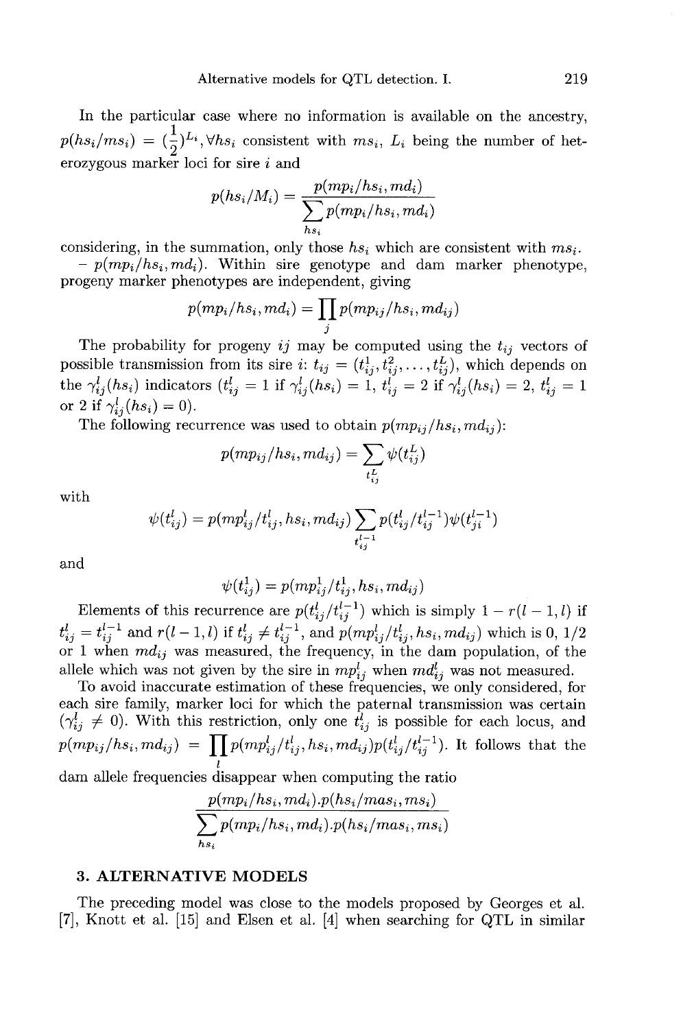In the particular case where no information is available on the ancestry, $p(hs_i/ms_i) = (\frac{1}{2})^{L_i}, \forall hs_i$ consistent with $ms_i$, $L_i$ being the number of heterozygous marker loci for sire $i$ and

$$p(hs_i/M_i) = \frac{p(mp_i/hs_i, md_i)}{\sum\limits_{hs_i} p(mp_i/hs_i, md_i)}$$

considering, in the summation, only those $hs_i$ which are consistent with $ms_i$.

– $p(mp_i/hs_i, md_i)$. Within sire genotype and dam marker phenotype, progeny marker phenotypes are independent, giving

$$p(mp_i/hs_i, md_i) = \prod_j p(mp_{ij}/hs_i, md_{ij})$$

The probability for progeny $ij$ may be computed using the $t_{ij}$ vectors of possible transmission from its sire $i$: $t_{ij} = (t_{ij}^1, t_{ij}^2, \ldots, t_{ij}^L)$, which depends on the $\gamma_{ij}^l(hs_i)$ indicators ($t_{ij}^l = 1$ if $\gamma_{ij}^l(hs_i) = 1$, $t_{ij}^l = 2$ if $\gamma_{ij}^l(hs_i) = 2$, $t_{ij}^l = 1$ or 2 if $\gamma_{ij}^l(hs_i) = 0$).

The following recurrence was used to obtain $p(mp_{ij}/hs_i, md_{ij})$:

$$p(mp_{ij}/hs_i, md_{ij}) = \sum_{t_{ij}^L} \psi(t_{ij}^L)$$

with

$$\psi(t_{ij}^l) = p(mp_{ij}^l/t_{ij}^l, hs_i, md_{ij}) \sum_{t_{ij}^{l-1}} p(t_{ij}^l/t_{ij}^{l-1}) \psi(t_{ji}^{l-1})$$

and

$$\psi(t_{ij}^1) = p(mp_{ij}^1/t_{ij}^1, hs_i, md_{ij})$$

Elements of this recurrence are $p(t_{ij}^l/t_{ij}^{l-1})$ which is simply $1 - r(l-1, l)$ if $t_{ij}^l = t_{ij}^{l-1}$ and $r(l-1, l)$ if $t_{ij}^l \neq t_{ij}^{l-1}$, and $p(mp_{ij}^l/t_{ij}^l, hs_i, md_{ij})$ which is 0, 1/2 or 1 when $md_{ij}$ was measured, the frequency, in the dam population, of the allele which was not given by the sire in $mp_{ij}^l$ when $md_{ij}^l$ was not measured.

To avoid inaccurate estimation of these frequencies, we only considered, for each sire family, marker loci for which the paternal transmission was certain ($\gamma_{ij}^l \neq 0$). With this restriction, only one $t_{ij}^l$ is possible for each locus, and $p(mp_{ij}/hs_i, md_{ij}) = \prod_l p(mp_{ij}^l/t_{ij}^l, hs_i, md_{ij}) p(t_{ij}^l/t_{ij}^{l-1})$. It follows that the dam allele frequencies disappear when computing the ratio

$$\frac{p(mp_i/hs_i, md_i).p(hs_i/mas_i, ms_i)}{\sum\limits_{hs_i} p(mp_i/hs_i, md_i).p(hs_i/mas_i, ms_i)}$$

## 3. ALTERNATIVE MODELS

The preceding model was close to the models proposed by Georges et al. [7], Knott et al. [15] and Elsen et al. [4] when searching for QTL in similar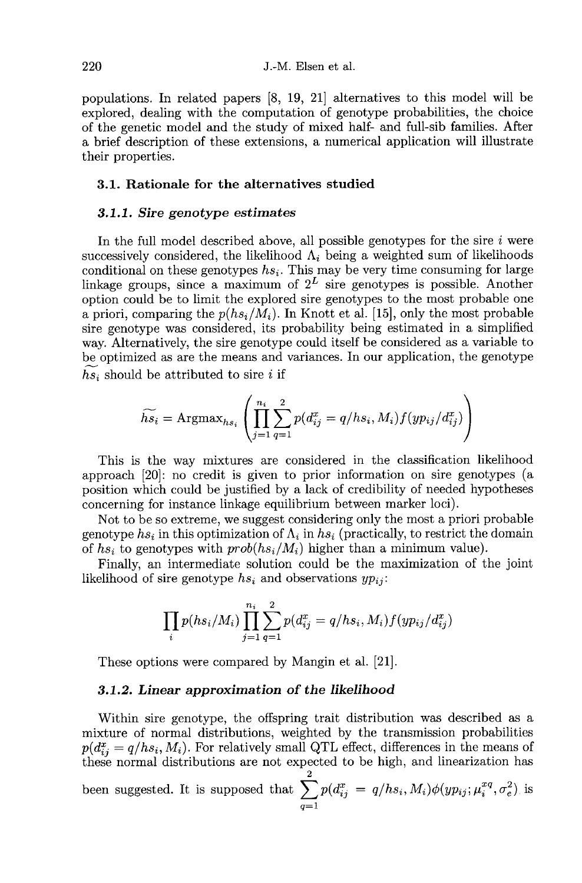populations. In related papers [8, 19, 21] alternatives to this model will be explored, dealing with the computation of genotype probabilities, the choice of the genetic model and the study of mixed half- and full-sib families. After a brief description of these extensions, a numerical application will illustrate their properties.

### 3.1. Rationale for the alternatives studied

#### 3.1.1. Sire genotype estimates

In the full model described above, all possible genotypes for the sire $i$ were successively considered, the likelihood $\Lambda_i$ being a weighted sum of likelihoods conditional on these genotypes $hs_i$. This may be very time consuming for large linkage groups, since a maximum of $2^L$ sire genotypes is possible. Another option could be to limit the explored sire genotypes to the most probable one a priori, comparing the $p(hs_i/M_i)$. In Knott et al. [15], only the most probable sire genotype was considered, its probability being estimated in a simplified way. Alternatively, the sire genotype could itself be considered as a variable to be optimized as are the means and variances. In our application, the genotype $\widetilde{hs_i}$ should be attributed to sire $i$ if

$$\widetilde{hs_i} = \text{Argmax}_{hs_i}\left(\prod_{j=1}^{n_i}\sum_{q=1}^{2} p(d_{ij}^x = q/hs_i, M_i) f(yp_{ij}/d_{ij}^x)\right)$$

This is the way mixtures are considered in the classification likelihood approach [20]: no credit is given to prior information on sire genotypes (a position which could be justified by a lack of credibility of needed hypotheses concerning for instance linkage equilibrium between marker loci).

Not to be so extreme, we suggest considering only the most a priori probable genotype $hs_i$ in this optimization of $\Lambda_i$ in $hs_i$ (practically, to restrict the domain of $hs_i$ to genotypes with $prob(hs_i/M_i)$ higher than a minimum value).

Finally, an intermediate solution could be the maximization of the joint likelihood of sire genotype $hs_i$ and observations $yp_{ij}$:

$$\prod_i p(hs_i/M_i)\prod_{j=1}^{n_i}\sum_{q=1}^{2} p(d_{ij}^x = q/hs_i, M_i) f(yp_{ij}/d_{ij}^x)$$

These options were compared by Mangin et al. [21].

#### 3.1.2. Linear approximation of the likelihood

Within sire genotype, the offspring trait distribution was described as a mixture of normal distributions, weighted by the transmission probabilities $p(d_{ij}^x = q/hs_i, M_i)$. For relatively small QTL effect, differences in the means of these normal distributions are not expected to be high, and linearization has been suggested. It is supposed that $\sum_{q=1}^{2} p(d_{ij}^x = q/hs_i, M_i)\phi(yp_{ij}; \mu_i^{xq}, \sigma_e^2)$ is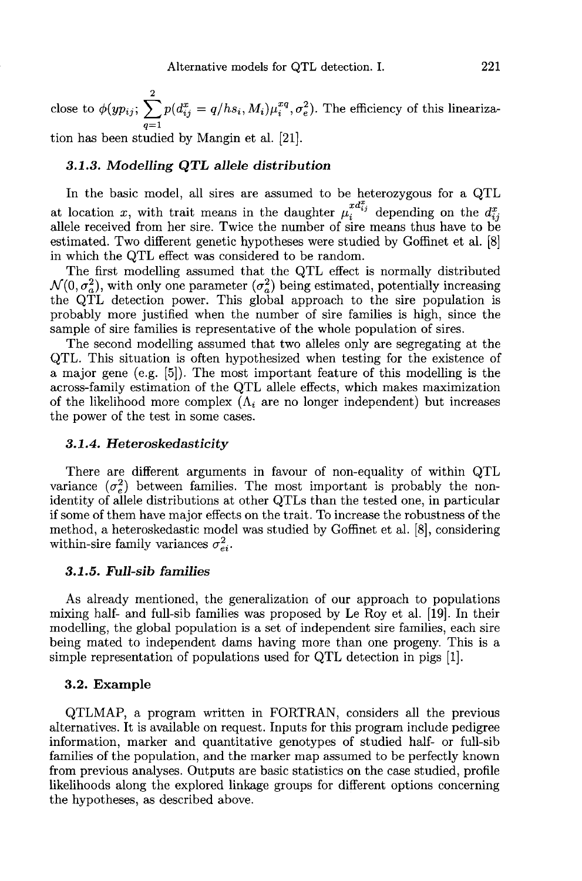close to $\phi(yp_{ij}; \sum_{q=1}^{2} p(d_{ij}^x = q/hs_i, M_i)\mu_i^{xq}, \sigma_e^2)$. The efficiency of this linearization has been studied by Mangin et al. [21].

### 3.1.3. Modelling QTL allele distribution

In the basic model, all sires are assumed to be heterozygous for a QTL at location $x$, with trait means in the daughter $\mu_i^{xd_{ij}^x}$ depending on the $d_{ij}^x$ allele received from her sire. Twice the number of sire means thus have to be estimated. Two different genetic hypotheses were studied by Goffinet et al. [8] in which the QTL effect was considered to be random.

The first modelling assumed that the QTL effect is normally distributed $\mathcal{N}(0, \sigma_a^2)$, with only one parameter ($\sigma_a^2$) being estimated, potentially increasing the QTL detection power. This global approach to the sire population is probably more justified when the number of sire families is high, since the sample of sire families is representative of the whole population of sires.

The second modelling assumed that two alleles only are segregating at the QTL. This situation is often hypothesized when testing for the existence of a major gene (e.g. [5]). The most important feature of this modelling is the across-family estimation of the QTL allele effects, which makes maximization of the likelihood more complex ($\Lambda_i$ are no longer independent) but increases the power of the test in some cases.

### 3.1.4. Heteroskedasticity

There are different arguments in favour of non-equality of within QTL variance ($\sigma_e^2$) between families. The most important is probably the non-identity of allele distributions at other QTLs than the tested one, in particular if some of them have major effects on the trait. To increase the robustness of the method, a heteroskedastic model was studied by Goffinet et al. [8], considering within-sire family variances $\sigma_{ei}^2$.

### 3.1.5. Full-sib families

As already mentioned, the generalization of our approach to populations mixing half- and full-sib families was proposed by Le Roy et al. [19]. In their modelling, the global population is a set of independent sire families, each sire being mated to independent dams having more than one progeny. This is a simple representation of populations used for QTL detection in pigs [1].

## 3.2. Example

QTLMAP, a program written in FORTRAN, considers all the previous alternatives. It is available on request. Inputs for this program include pedigree information, marker and quantitative genotypes of studied half- or full-sib families of the population, and the marker map assumed to be perfectly known from previous analyses. Outputs are basic statistics on the case studied, profile likelihoods along the explored linkage groups for different options concerning the hypotheses, as described above.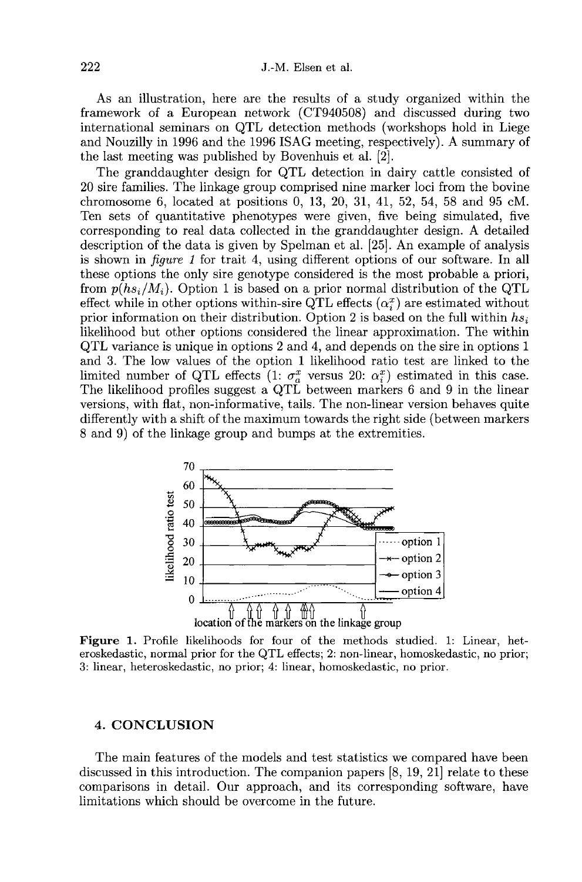As an illustration, here are the results of a study organized within the framework of a European network (CT940508) and discussed during two international seminars on QTL detection methods (workshops hold in Liege and Nouzilly in 1996 and the 1996 ISAG meeting, respectively). A summary of the last meeting was published by Bovenhuis et al. [2].

The granddaughter design for QTL detection in dairy cattle consisted of 20 sire families. The linkage group comprised nine marker loci from the bovine chromosome 6, located at positions 0, 13, 20, 31, 41, 52, 54, 58 and 95 cM. Ten sets of quantitative phenotypes were given, five being simulated, five corresponding to real data collected in the granddaughter design. A detailed description of the data is given by Spelman et al. [25]. An example of analysis is shown in *figure 1* for trait 4, using different options of our software. In all these options the only sire genotype considered is the most probable a priori, from $p(hs_i/M_i)$. Option 1 is based on a prior normal distribution of the QTL effect while in other options within-sire QTL effects ($\alpha_i^x$) are estimated without prior information on their distribution. Option 2 is based on the full within $hs_i$ likelihood but other options considered the linear approximation. The within QTL variance is unique in options 2 and 4, and depends on the sire in options 1 and 3. The low values of the option 1 likelihood ratio test are linked to the limited number of QTL effects (1: $\sigma_a^x$ versus 20: $\alpha_i^x$) estimated in this case. The likelihood profiles suggest a QTL between markers 6 and 9 in the linear versions, with flat, non-informative, tails. The non-linear version behaves quite differently with a shift of the maximum towards the right side (between markers 8 and 9) of the linkage group and bumps at the extremities.

**Figure 1.** Profile likelihoods for four of the methods studied. 1: Linear, heteroskedastic, normal prior for the QTL effects; 2: non-linear, homoskedastic, no prior; 3: linear, heteroskedastic, no prior; 4: linear, homoskedastic, no prior.

## 4. CONCLUSION

The main features of the models and test statistics we compared have been discussed in this introduction. The companion papers [8, 19, 21] relate to these comparisons in detail. Our approach, and its corresponding software, have limitations which should be overcome in the future.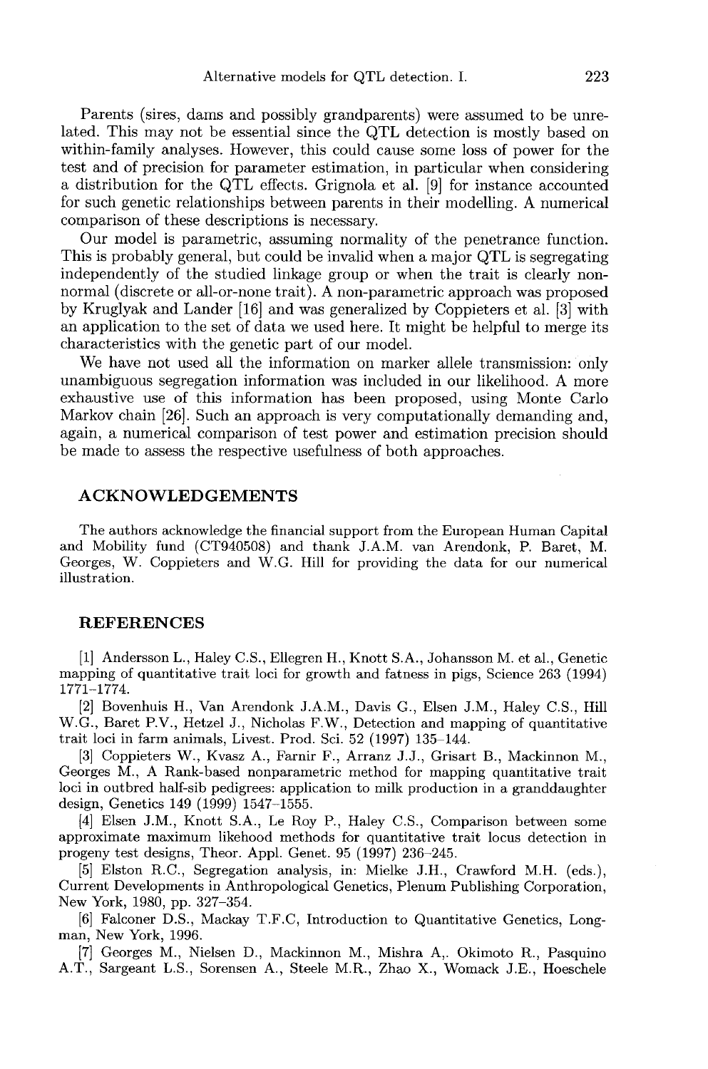Parents (sires, dams and possibly grandparents) were assumed to be unrelated. This may not be essential since the QTL detection is mostly based on within-family analyses. However, this could cause some loss of power for the test and of precision for parameter estimation, in particular when considering a distribution for the QTL effects. Grignola et al. [9] for instance accounted for such genetic relationships between parents in their modelling. A numerical comparison of these descriptions is necessary.

Our model is parametric, assuming normality of the penetrance function. This is probably general, but could be invalid when a major QTL is segregating independently of the studied linkage group or when the trait is clearly non-normal (discrete or all-or-none trait). A non-parametric approach was proposed by Kruglyak and Lander [16] and was generalized by Coppieters et al. [3] with an application to the set of data we used here. It might be helpful to merge its characteristics with the genetic part of our model.

We have not used all the information on marker allele transmission: only unambiguous segregation information was included in our likelihood. A more exhaustive use of this information has been proposed, using Monte Carlo Markov chain [26]. Such an approach is very computationally demanding and, again, a numerical comparison of test power and estimation precision should be made to assess the respective usefulness of both approaches.

## ACKNOWLEDGEMENTS

The authors acknowledge the financial support from the European Human Capital and Mobility fund (CT940508) and thank J.A.M. van Arendonk, P. Baret, M. Georges, W. Coppieters and W.G. Hill for providing the data for our numerical illustration.

## REFERENCES

[1] Andersson L., Haley C.S., Ellegren H., Knott S.A., Johansson M. et al., Genetic mapping of quantitative trait loci for growth and fatness in pigs, Science 263 (1994) 1771–1774.

[2] Bovenhuis H., Van Arendonk J.A.M., Davis G., Elsen J.M., Haley C.S., Hill W.G., Baret P.V., Hetzel J., Nicholas F.W., Detection and mapping of quantitative trait loci in farm animals, Livest. Prod. Sci. 52 (1997) 135–144.

[3] Coppieters W., Kvasz A., Farnir F., Arranz J.J., Grisart B., Mackinnon M., Georges M., A Rank-based nonparametric method for mapping quantitative trait loci in outbred half-sib pedigrees: application to milk production in a granddaughter design, Genetics 149 (1999) 1547–1555.

[4] Elsen J.M., Knott S.A., Le Roy P., Haley C.S., Comparison between some approximate maximum likehood methods for quantitative trait locus detection in progeny test designs, Theor. Appl. Genet. 95 (1997) 236–245.

[5] Elston R.C., Segregation analysis, in: Mielke J.H., Crawford M.H. (eds.), Current Developments in Anthropological Genetics, Plenum Publishing Corporation, New York, 1980, pp. 327–354.

[6] Falconer D.S., Mackay T.F.C, Introduction to Quantitative Genetics, Longman, New York, 1996.

[7] Georges M., Nielsen D., Mackinnon M., Mishra A,. Okimoto R., Pasquino A.T., Sargeant L.S., Sorensen A., Steele M.R., Zhao X., Womack J.E., Hoeschele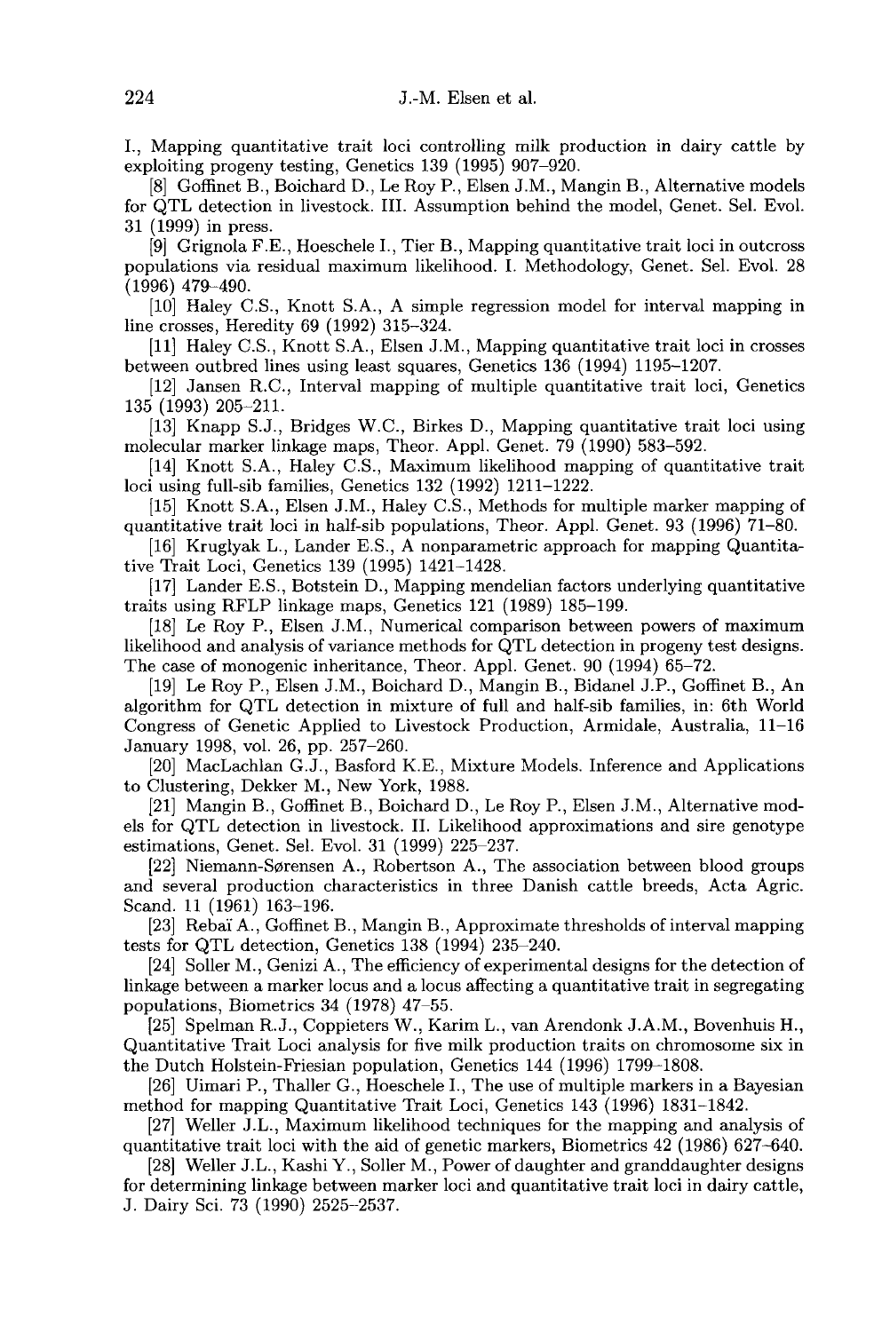I., Mapping quantitative trait loci controlling milk production in dairy cattle by exploiting progeny testing, Genetics 139 (1995) 907–920.

[8] Goffinet B., Boichard D., Le Roy P., Elsen J.M., Mangin B., Alternative models for QTL detection in livestock. III. Assumption behind the model, Genet. Sel. Evol. 31 (1999) in press.

[9] Grignola F.E., Hoeschele I., Tier B., Mapping quantitative trait loci in outcross populations via residual maximum likelihood. I. Methodology, Genet. Sel. Evol. 28 (1996) 479–490.

[10] Haley C.S., Knott S.A., A simple regression model for interval mapping in line crosses, Heredity 69 (1992) 315–324.

[11] Haley C.S., Knott S.A., Elsen J.M., Mapping quantitative trait loci in crosses between outbred lines using least squares, Genetics 136 (1994) 1195–1207.

[12] Jansen R.C., Interval mapping of multiple quantitative trait loci, Genetics 135 (1993) 205–211.

[13] Knapp S.J., Bridges W.C., Birkes D., Mapping quantitative trait loci using molecular marker linkage maps, Theor. Appl. Genet. 79 (1990) 583–592.

[14] Knott S.A., Haley C.S., Maximum likelihood mapping of quantitative trait loci using full-sib families, Genetics 132 (1992) 1211–1222.

[15] Knott S.A., Elsen J.M., Haley C.S., Methods for multiple marker mapping of quantitative trait loci in half-sib populations, Theor. Appl. Genet. 93 (1996) 71–80.

[16] Kruglyak L., Lander E.S., A nonparametric approach for mapping Quantitative Trait Loci, Genetics 139 (1995) 1421–1428.

[17] Lander E.S., Botstein D., Mapping mendelian factors underlying quantitative traits using RFLP linkage maps, Genetics 121 (1989) 185–199.

[18] Le Roy P., Elsen J.M., Numerical comparison between powers of maximum likelihood and analysis of variance methods for QTL detection in progeny test designs. The case of monogenic inheritance, Theor. Appl. Genet. 90 (1994) 65–72.

[19] Le Roy P., Elsen J.M., Boichard D., Mangin B., Bidanel J.P., Goffinet B., An algorithm for QTL detection in mixture of full and half-sib families, in: 6th World Congress of Genetic Applied to Livestock Production, Armidale, Australia, 11–16 January 1998, vol. 26, pp. 257–260.

[20] MacLachlan G.J., Basford K.E., Mixture Models. Inference and Applications to Clustering, Dekker M., New York, 1988.

[21] Mangin B., Goffinet B., Boichard D., Le Roy P., Elsen J.M., Alternative models for QTL detection in livestock. II. Likelihood approximations and sire genotype estimations, Genet. Sel. Evol. 31 (1999) 225–237.

[22] Niemann-Sørensen A., Robertson A., The association between blood groups and several production characteristics in three Danish cattle breeds, Acta Agric. Scand. 11 (1961) 163–196.

[23] Rebaï A., Goffinet B., Mangin B., Approximate thresholds of interval mapping tests for QTL detection, Genetics 138 (1994) 235–240.

[24] Soller M., Genizi A., The efficiency of experimental designs for the detection of linkage between a marker locus and a locus affecting a quantitative trait in segregating populations, Biometrics 34 (1978) 47–55.

[25] Spelman R.J., Coppieters W., Karim L., van Arendonk J.A.M., Bovenhuis H., Quantitative Trait Loci analysis for five milk production traits on chromosome six in the Dutch Holstein-Friesian population, Genetics 144 (1996) 1799–1808.

[26] Uimari P., Thaller G., Hoeschele I., The use of multiple markers in a Bayesian method for mapping Quantitative Trait Loci, Genetics 143 (1996) 1831–1842.

[27] Weller J.L., Maximum likelihood techniques for the mapping and analysis of quantitative trait loci with the aid of genetic markers, Biometrics 42 (1986) 627–640.

[28] Weller J.L., Kashi Y., Soller M., Power of daughter and granddaughter designs for determining linkage between marker loci and quantitative trait loci in dairy cattle, J. Dairy Sci. 73 (1990) 2525–2537.